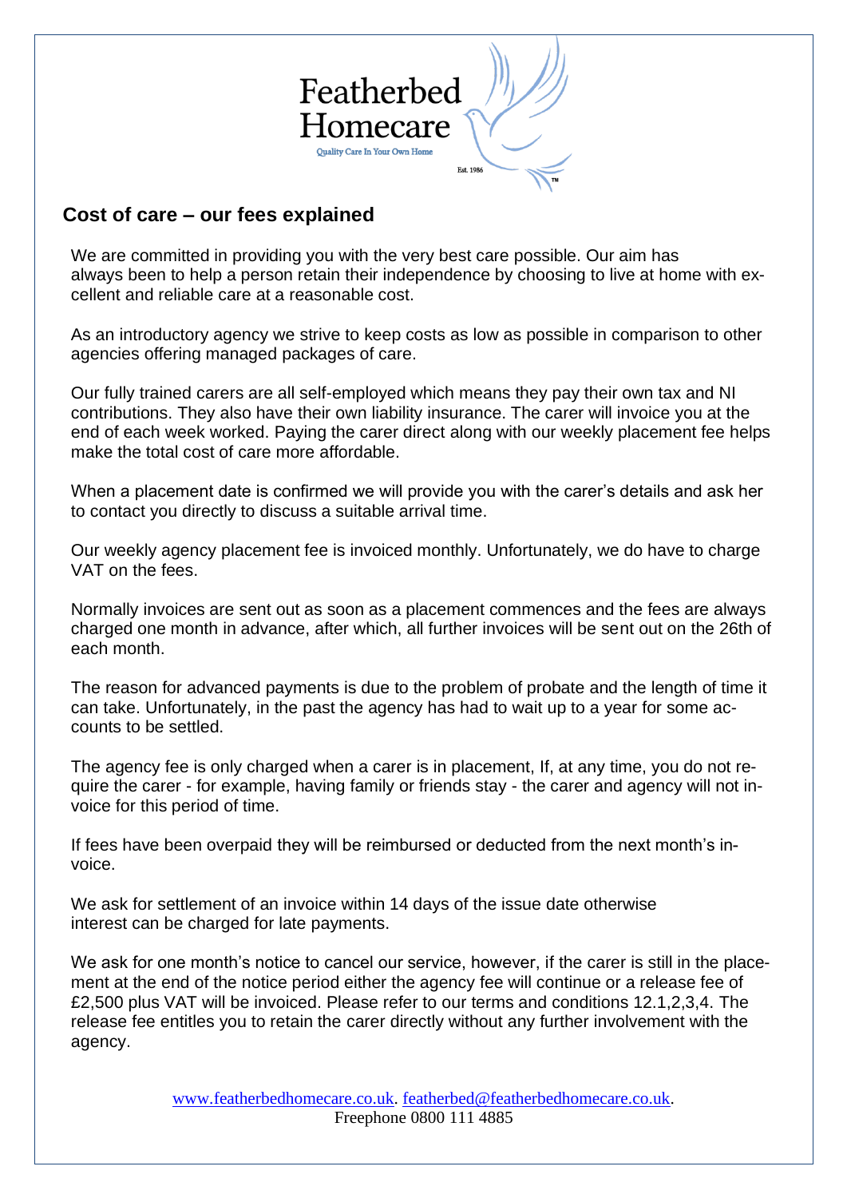Featherbed Homecare

Quality Care In Your Own Home

Est. 1986

## Cost of care – our fees explained

We are committed in providing you with the very best care possible. Our aim has always been to help a person retain their independence by choosing to live at home with excellent and reliable care at a reasonable cost.

As an introductory agency we strive to keep costs as low as possible in comparison to other agencies offering managed packages of care.

Our fully trained carers are all self-employed which means they pay their own tax and NI contributions. They also have their own liability insurance. The carer will invoice you at the end of each week worked. Paying the carer direct along with our weekly placement fee helps make the total cost of care more affordable.

When a placement date is confirmed we will provide you with the carer's details and ask her to contact you directly to discuss a suitable arrival time.

Our weekly agency placement fee is invoiced monthly. Unfortunately, we do have to charge VAT on the fees.

Normally invoices are sent out as soon as a placement commences and the fees are always charged one month in advance, after which, all further invoices will be sent out on the 26th of each month.

The reason for advanced payments is due to the problem of probate and the length of time it can take. Unfortunately, in the past the agency has had to wait up to a year for some accounts to be settled.

The agency fee is only charged when a carer is in placement, If, at any time, you do not require the carer - for example, having family or friends stay - the carer and agency will not invoice for this period of time.

If fees have been overpaid they will be reimbursed or deducted from the next month's invoice.

We ask for settlement of an invoice within 14 days of the issue date otherwise interest can be charged for late payments.

We ask for one month's notice to cancel our service, however, if the carer is still in the placement at the end of the notice period either the agency fee will continue or a release fee of £2,500 plus VAT will be invoiced. Please refer to our terms and conditions 12.1,2,3,4. The release fee entitles you to retain the carer directly without any further involvement with the agency.

www.featherbedhomecare.co.uk. featherbed@featherbedhomecare.co.uk.
Freephone 0800 111 4885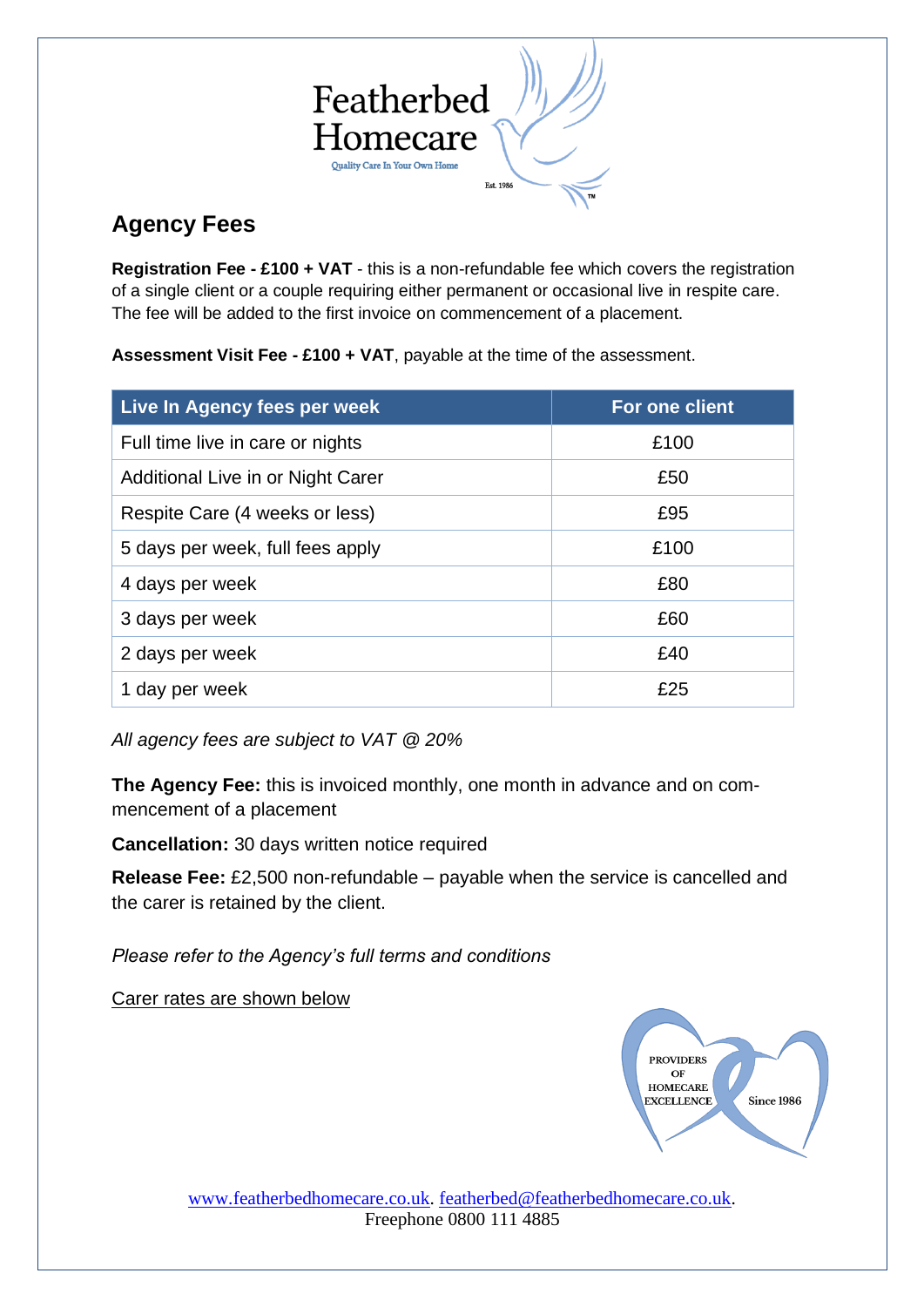Featherbed Homecare

Quality Care In Your Own Home

Est. 1986

## Agency Fees

**Registration Fee - £100 + VAT** - this is a non-refundable fee which covers the registration of a single client or a couple requiring either permanent or occasional live in respite care. The fee will be added to the first invoice on commencement of a placement.

**Assessment Visit Fee - £100 + VAT**, payable at the time of the assessment.

| Live In Agency fees per week | For one client |
|---|---|
| Full time live in care or nights | £100 |
| Additional Live in or Night Carer | £50 |
| Respite Care (4 weeks or less) | £95 |
| 5 days per week, full fees apply | £100 |
| 4 days per week | £80 |
| 3 days per week | £60 |
| 2 days per week | £40 |
| 1 day per week | £25 |

*All agency fees are subject to VAT @ 20%*

**The Agency Fee:** this is invoiced monthly, one month in advance and on commencement of a placement

**Cancellation:** 30 days written notice required

**Release Fee:** £2,500 non-refundable – payable when the service is cancelled and the carer is retained by the client.

*Please refer to the Agency's full terms and conditions*

Carer rates are shown below

PROVIDERS OF HOMECARE EXCELLENCE Since 1986

www.featherbedhomecare.co.uk. featherbed@featherbedhomecare.co.uk.
Freephone 0800 111 4885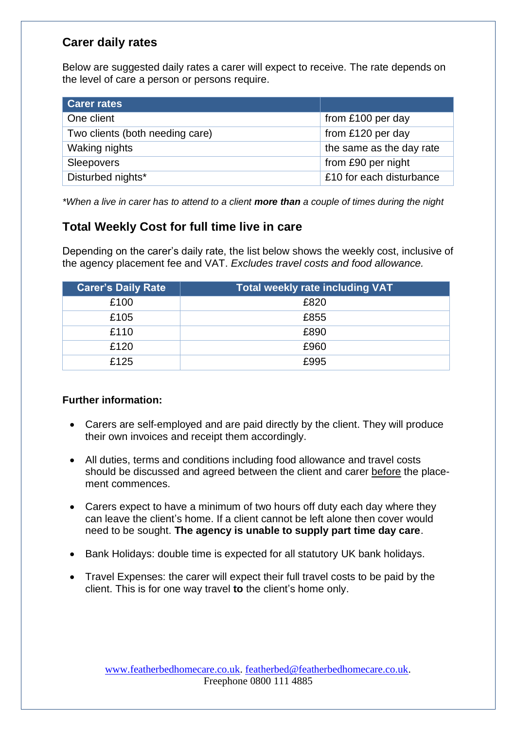## Carer daily rates

Below are suggested daily rates a carer will expect to receive. The rate depends on the level of care a person or persons require.

| Carer rates | |
|---|---|
| One client | from £100 per day |
| Two clients (both needing care) | from £120 per day |
| Waking nights | the same as the day rate |
| Sleepovers | from £90 per night |
| Disturbed nights* | £10 for each disturbance |

**When a live in carer has to attend to a client* ***more than*** *a couple of times during the night*

## Total Weekly Cost for full time live in care

Depending on the carer's daily rate, the list below shows the weekly cost, inclusive of the agency placement fee and VAT. *Excludes travel costs and food allowance.*

| Carer's Daily Rate | Total weekly rate including VAT |
|---|---|
| £100 | £820 |
| £105 | £855 |
| £110 | £890 |
| £120 | £960 |
| £125 | £995 |

**Further information:**

- Carers are self-employed and are paid directly by the client. They will produce their own invoices and receipt them accordingly.
- All duties, terms and conditions including food allowance and travel costs should be discussed and agreed between the client and carer before the placement commences.
- Carers expect to have a minimum of two hours off duty each day where they can leave the client's home. If a client cannot be left alone then cover would need to be sought. **The agency is unable to supply part time day care**.
- Bank Holidays: double time is expected for all statutory UK bank holidays.
- Travel Expenses: the carer will expect their full travel costs to be paid by the client. This is for one way travel **to** the client's home only.

www.featherbedhomecare.co.uk. featherbed@featherbedhomecare.co.uk.
Freephone 0800 111 4885